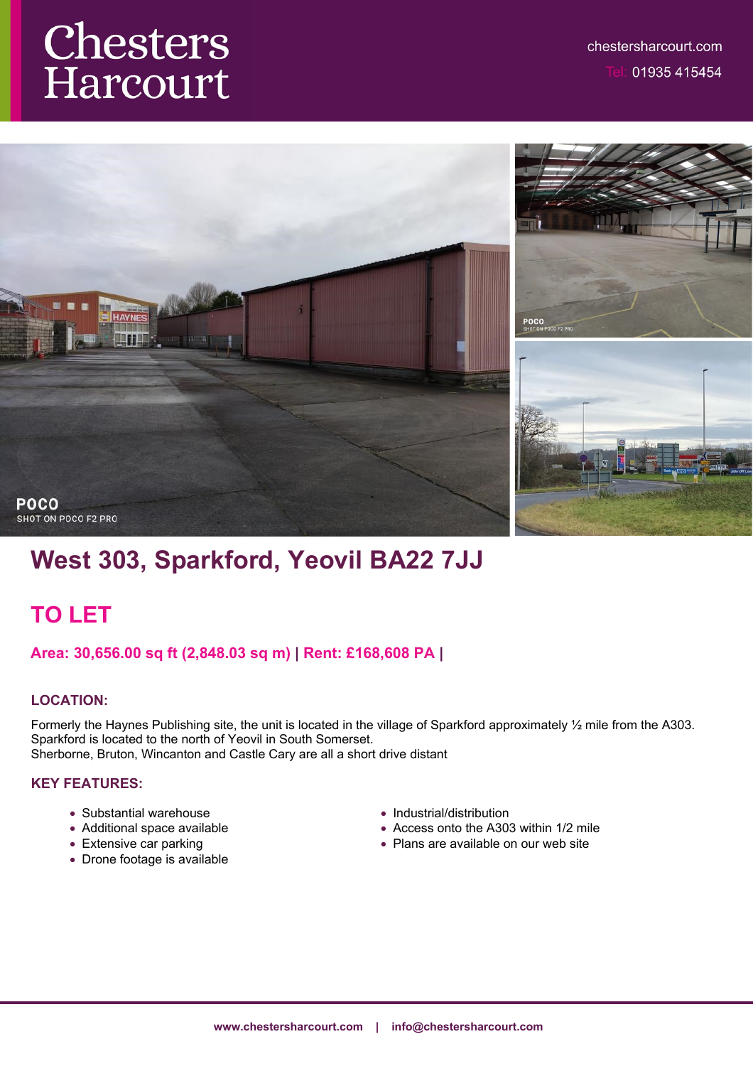# Chesters Harcourt

chestersharcourt.com

Tel: 01935 415454

## West 303, Sparkford, Yeovil BA22 7JJ

## TO LET

**Area: 30,656.00 sq ft (2,848.03 sq m) | Rent: £168,608 PA |**

### LOCATION:

Formerly the Haynes Publishing site, the unit is located in the village of Sparkford approximately ½ mile from the A303. Sparkford is located to the north of Yeovil in South Somerset.
Sherborne, Bruton, Wincanton and Castle Cary are all a short drive distant

### KEY FEATURES:

- Substantial warehouse
- Additional space available
- Extensive car parking
- Drone footage is available
- Industrial/distribution
- Access onto the A303 within 1/2 mile
- Plans are available on our web site

www.chestersharcourt.com | info@chestersharcourt.com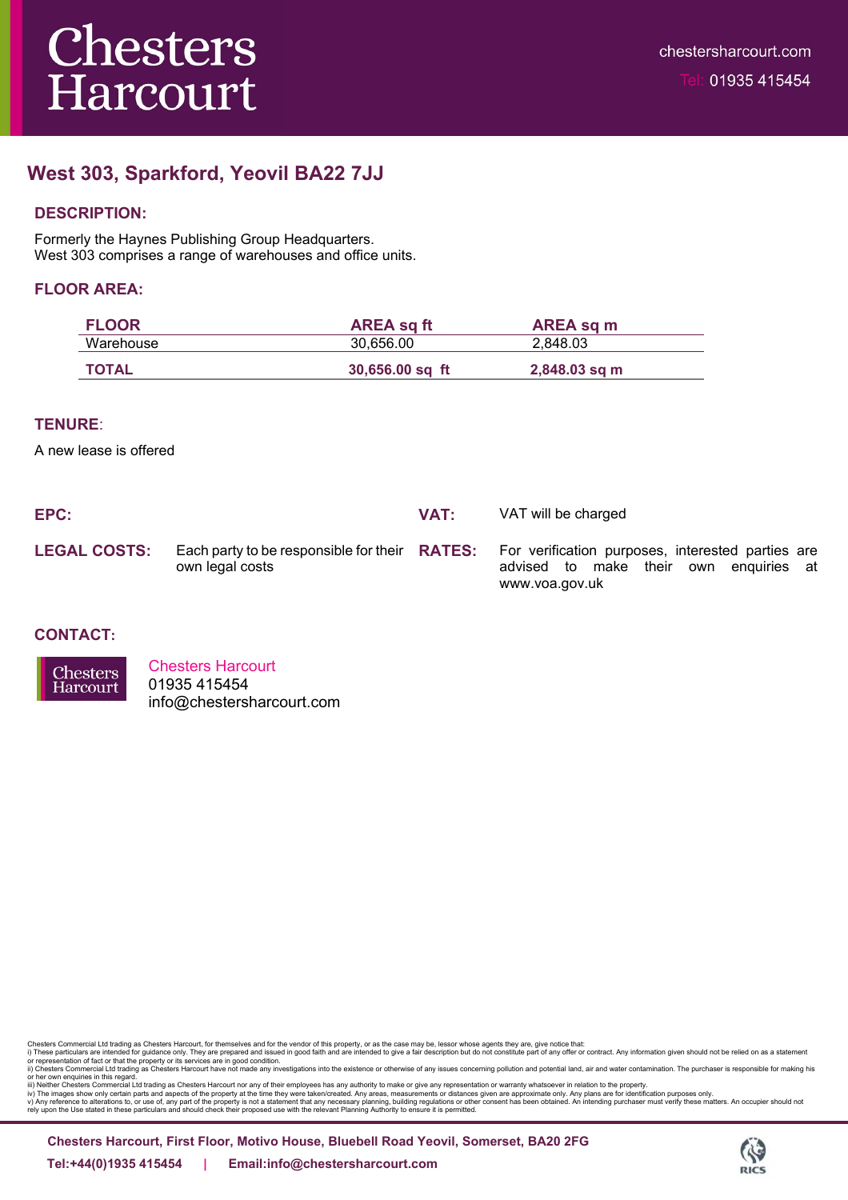# West 303, Sparkford, Yeovil BA22 7JJ

## DESCRIPTION:

Formerly the Haynes Publishing Group Headquarters.
West 303 comprises a range of warehouses and office units.

## FLOOR AREA:

| FLOOR | AREA sq ft | AREA sq m |
|---|---|---|
| Warehouse | 30,656.00 | 2,848.03 |
| **TOTAL** | **30,656.00 sq ft** | **2,848.03 sq m** |

## TENURE:

A new lease is offered

**EPC:**

**VAT:** VAT will be charged

**LEGAL COSTS:** Each party to be responsible for their own legal costs

**RATES:** For verification purposes, interested parties are advised to make their own enquiries at www.voa.gov.uk

## CONTACT:

Chesters Harcourt
01935 415454
info@chestersharcourt.com

Chesters Commercial Ltd trading as Chesters Harcourt, for themselves and for the vendor of this property, or as the case may be, lessor whose agents they are, give notice that:
i) These particulars are intended for guidance only. They are prepared and issued in good faith and are intended to give a fair description but do not constitute part of any offer or contract. Any information given should not be relied on as a statement or representation of fact or that the property or its services are in good condition.
ii) Chesters Commercial Ltd trading as Chesters Harcourt have not made any investigations into the existence or otherwise of any issues concerning pollution and potential land, air and water contamination. The purchaser is responsible for making his or her own enquiries in this regard.
iii) Neither Chesters Commercial Ltd trading as Chesters Harcourt nor any of their employees has any authority to make or give any representation or warranty whatsoever in relation to the property.
iv) The images show only certain parts and aspects of the property at the time they were taken/created. Any areas, measurements or distances given are approximate only. Any plans are for identification purposes only.
v) Any reference to alterations to, or use of, any part of the property is not a statement that any necessary planning, building regulations or other consent has been obtained. An intending purchaser must verify these matters. An occupier should not rely upon the Use stated in these particulars and should check their proposed use with the relevant Planning Authority to ensure it is permitted.